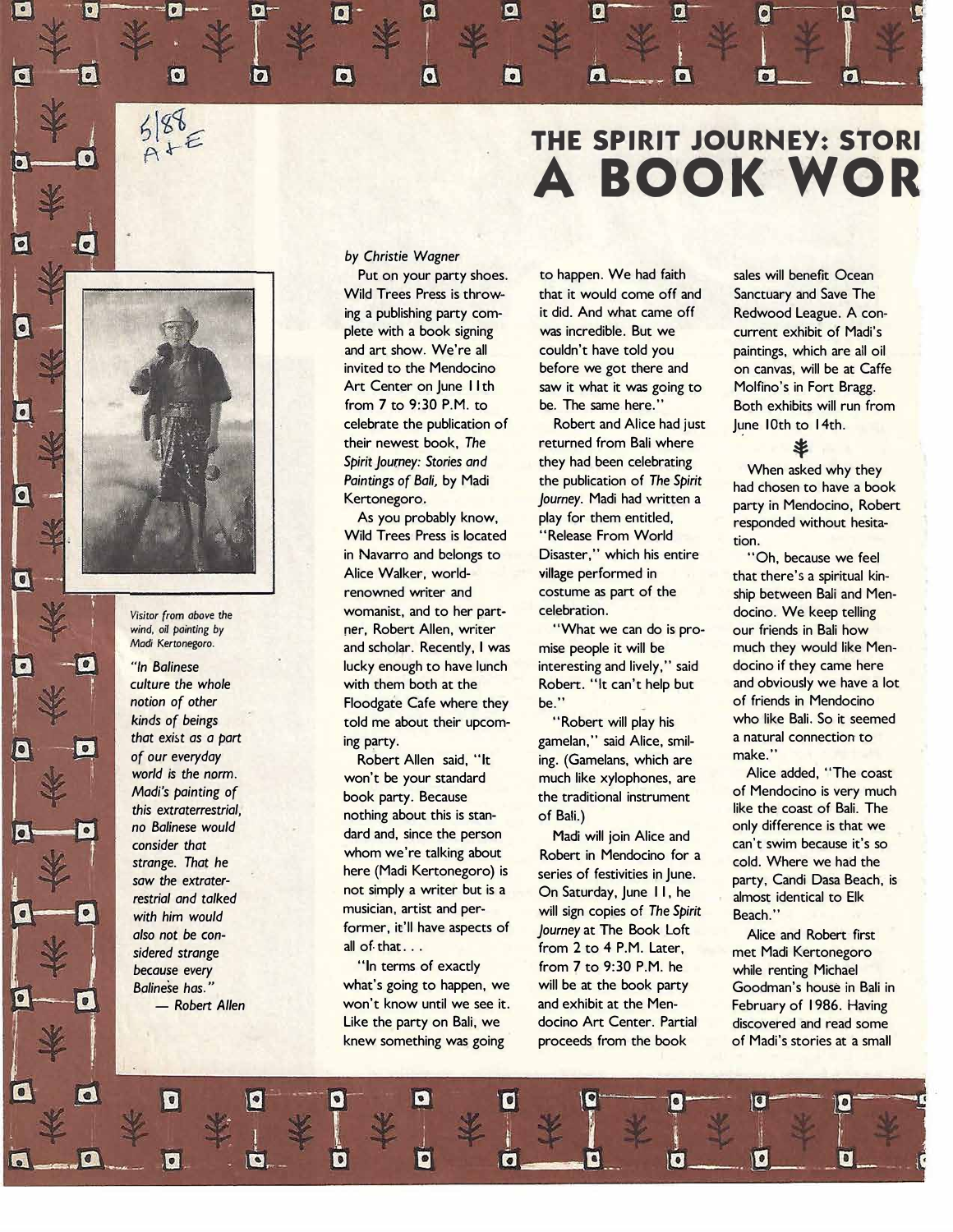5/88
A+E

# THE SPIRIT JOURNEY: STORI
# A BOOK WOR

*Visitor from above the wind, oil painting by Madi Kertonegoro.*

*"In Balinese culture the whole notion of other kinds of beings that exist as a part of our everyday world is the norm. Madi's painting of this extraterrestrial, no Balinese would consider that strange. That he saw the extraterrestrial and talked with him would also not be considered strange because every Balinese has."*
*— Robert Allen*

*by Christie Wagner*

Put on your party shoes. Wild Trees Press is throwing a publishing party complete with a book signing and art show. We're all invited to the Mendocino Art Center on June 11th from 7 to 9:30 P.M. to celebrate the publication of their newest book, *The Spirit Journey: Stories and Paintings of Bali,* by Madi Kertonegoro.

As you probably know, Wild Trees Press is located in Navarro and belongs to Alice Walker, world-renowned writer and womanist, and to her partner, Robert Allen, writer and scholar. Recently, I was lucky enough to have lunch with them both at the Floodgate Cafe where they told me about their upcoming party.

Robert Allen said, "It won't be your standard book party. Because nothing about this is standard and, since the person whom we're talking about here (Madi Kertonegoro) is not simply a writer but is a musician, artist and performer, it'll have aspects of all of that. . .

"In terms of exactly what's going to happen, we won't know until we see it. Like the party on Bali, we knew something was going to happen. We had faith that it would come off and it did. And what came off was incredible. But we couldn't have told you before we got there and saw it what it was going to be. The same here."

Robert and Alice had just returned from Bali where they had been celebrating the publication of *The Spirit Journey*. Madi had written a play for them entitled, "Release From World Disaster," which his entire village performed in costume as part of the celebration.

"What we can do is promise people it will be interesting and lively," said Robert. "It can't help but be."

"Robert will play his gamelan," said Alice, smiling. (Gamelans, which are much like xylophones, are the traditional instrument of Bali.)

Madi will join Alice and Robert in Mendocino for a series of festivities in June. On Saturday, June 11, he will sign copies of *The Spirit Journey* at The Book Loft from 2 to 4 P.M. Later, from 7 to 9:30 P.M. he will be at the book party and exhibit at the Mendocino Art Center. Partial proceeds from the book sales will benefit Ocean Sanctuary and Save The Redwood League. A concurrent exhibit of Madi's paintings, which are all oil on canvas, will be at Caffe Molfino's in Fort Bragg. Both exhibits will run from June 10th to 14th.

When asked why they had chosen to have a book party in Mendocino, Robert responded without hesitation.

"Oh, because we feel that there's a spiritual kinship between Bali and Mendocino. We keep telling our friends in Bali how much they would like Mendocino if they came here and obviously we have a lot of friends in Mendocino who like Bali. So it seemed a natural connection to make."

Alice added, "The coast of Mendocino is very much like the coast of Bali. The only difference is that we can't swim because it's so cold. Where we had the party, Candi Dasa Beach, is almost identical to Elk Beach."

Alice and Robert first met Madi Kertonegoro while renting Michael Goodman's house in Bali in February of 1986. Having discovered and read some of Madi's stories at a small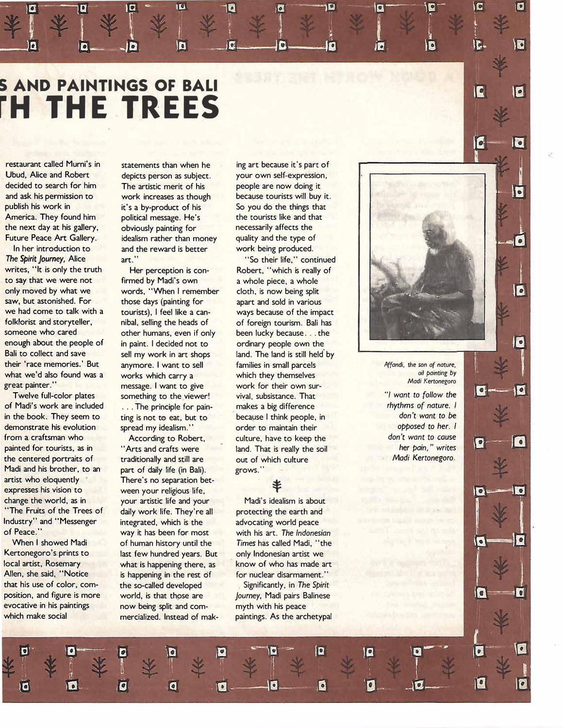# S AND PAINTINGS OF BALI
# TH THE TREES

restaurant called Murni's in Ubud, Alice and Robert decided to search for him and ask his permission to publish his work in America. They found him the next day at his gallery, Future Peace Art Gallery.

In her introduction to *The Spirit Journey,* Alice writes, "It is only the truth to say that we were not only moved by what we saw, but astonished. For we had come to talk with a folklorist and storyteller, someone who cared enough about the people of Bali to collect and save their 'race memories.' But what we'd also found was a great painter."

Twelve full-color plates of Madi's work are included in the book. They seem to demonstrate his evolution from a craftsman who painted for tourists, as in the centered portraits of Madi and his brother, to an artist who eloquently expresses his vision to change the world, as in "The Fruits of the Trees of Industry" and "Messenger of Peace."

When I showed Madi Kertonegoro's prints to local artist, Rosemary Allen, she said, "Notice that his use of color, composition, and figure is more evocative in his paintings which make social statements than when he depicts person as subject. The artistic merit of his work increases as though it's a by-product of his political message. He's obviously painting for idealism rather than money and the reward is better art."

Her perception is confirmed by Madi's own words, "When I remember those days (painting for tourists), I feel like a cannibal, selling the heads of other humans, even if only in paint. I decided not to sell my work in art shops anymore. I want to sell works which carry a message. I want to give something to the viewer! . . . The principle for painting is not to eat, but to spread my idealism."

According to Robert, "Arts and crafts were traditionally and still are part of daily life (in Bali). There's no separation between your religious life, your artistic life and your daily work life. They're all integrated, which is the way it has been for most of human history until the last few hundred years. But what is happening there, as is happening in the rest of the so-called developed world, is that those are now being split and commercialized. Instead of making art because it's part of your own self-expression, people are now doing it because tourists will buy it. So you do the things that the tourists like and that necessarily affects the quality and the type of work being produced.

"So their life," continued Robert, "which is really of a whole piece, a whole cloth, is now being split apart and sold in various ways because of the impact of foreign tourism. Bali has been lucky because . . . the ordinary people own the land. The land is still held by families in small parcels which they themselves work for their own survival, subsistance. That makes a big difference because I think people, in order to maintain their culture, have to keep the land. That is really the soil out of which culture grows."

Madi's idealism is about protecting the earth and advocating world peace with his art. *The Indonesian Times* has called Madi, "the only Indonesian artist we know of who has made art for nuclear disarmament."

Significantly, in *The Spirit Journey,* Madi pairs Balinese myth with his peace paintings. As the archetypal

*Affandi, the son of nature, oil painting by Madi Kertonegoro*

*"I want to follow the rhythms of nature. I don't want to be opposed to her. I don't want to cause her pain," writes Madi Kertonegoro.*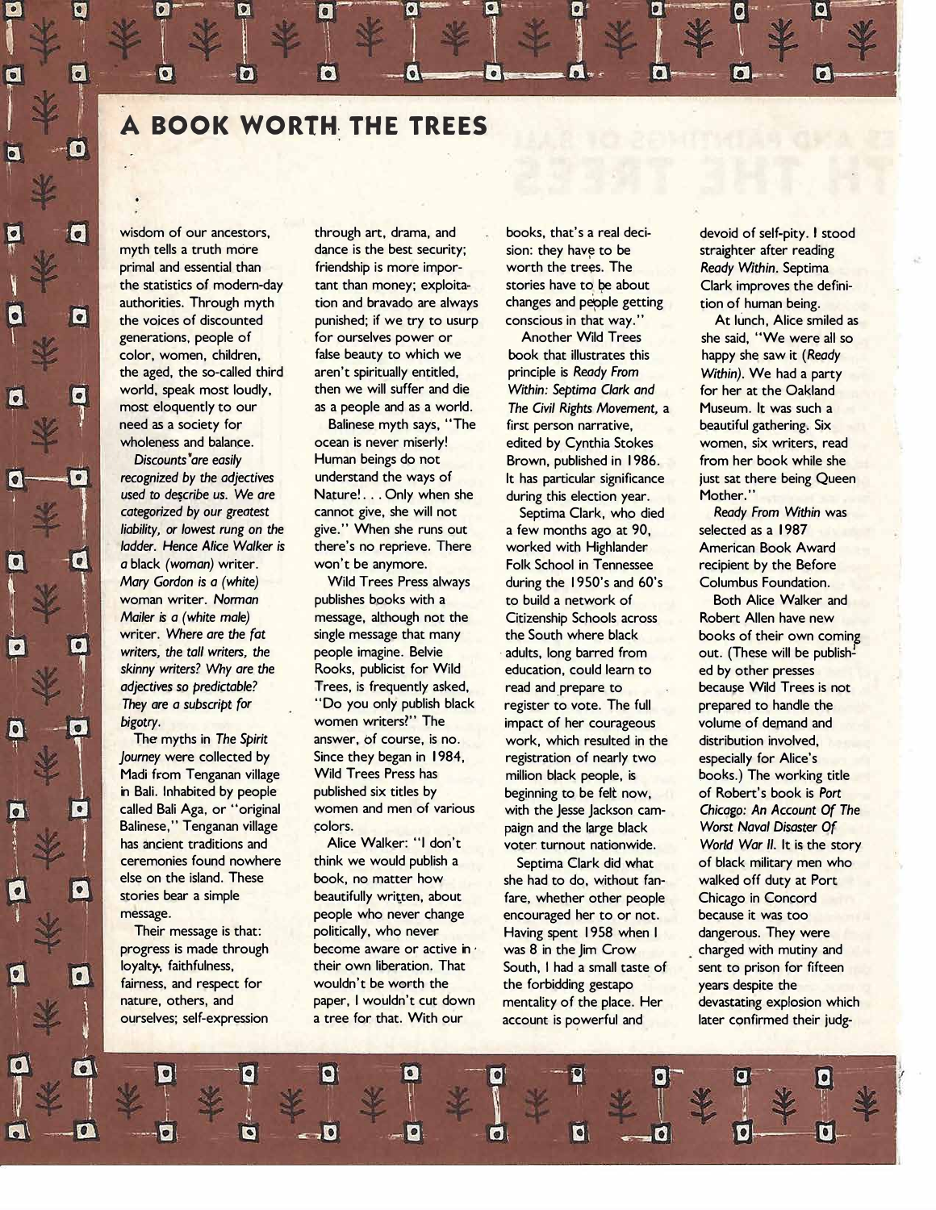## A BOOK WORTH THE TREES

wisdom of our ancestors, myth tells a truth more primal and essential than the statistics of modern-day authorities. Through myth the voices of discounted generations, people of color, women, children, the aged, the so-called third world, speak most loudly, most eloquently to our need as a society for wholeness and balance.

*Discounts are easily recognized by the adjectives used to describe us. We are categorized by our greatest liability, or lowest rung on the ladder. Hence Alice Walker is a black (woman) writer. Mary Gordon is a (white) woman writer. Norman Mailer is a (white male) writer. Where are the fat writers, the tall writers, the skinny writers? Why are the adjectives so predictable? They are a subscript for bigotry.*

The myths in *The Spirit Journey* were collected by Madi from Tenganan village in Bali. Inhabited by people called Bali Aga, or "original Balinese," Tenganan village has ancient traditions and ceremonies found nowhere else on the island. These stories bear a simple message.

Their message is that: progress is made through loyalty, faithfulness, fairness, and respect for nature, others, and ourselves; self-expression through art, drama, and dance is the best security; friendship is more important than money; exploitation and bravado are always punished; if we try to usurp for ourselves power or false beauty to which we aren't spiritually entitled, then we will suffer and die as a people and as a world.

Balinese myth says, "The ocean is never miserly! Human beings do not understand the ways of Nature!. . . Only when she cannot give, she will not give." When she runs out there's no reprieve. There won't be anymore.

Wild Trees Press always publishes books with a message, although not the single message that many people imagine. Belvie Rooks, publicist for Wild Trees, is frequently asked, "Do you only publish black women writers?" The answer, of course, is no. Since they began in 1984, Wild Trees Press has published six titles by women and men of various colors.

Alice Walker: "I don't think we would publish a book, no matter how beautifully written, about people who never change politically, who never become aware or active in their own liberation. That wouldn't be worth the paper, I wouldn't cut down a tree for that. With our books, that's a real decision: they have to be worth the trees. The stories have to be about changes and people getting conscious in that way."

Another Wild Trees book that illustrates this principle is *Ready From Within: Septima Clark and The Civil Rights Movement,* a first person narrative, edited by Cynthia Stokes Brown, published in 1986. It has particular significance during this election year.

Septima Clark, who died a few months ago at 90, worked with Highlander Folk School in Tennessee during the 1950's and 60's to build a network of Citizenship Schools across the South where black adults, long barred from education, could learn to read and prepare to register to vote. The full impact of her courageous work, which resulted in the registration of nearly two million black people, is beginning to be felt now, with the Jesse Jackson campaign and the large black voter turnout nationwide.

Septima Clark did what she had to do, without fanfare, whether other people encouraged her to or not. Having spent 1958 when I was 8 in the Jim Crow South, I had a small taste of the forbidding gestapo mentality of the place. Her account is powerful and devoid of self-pity. I stood straighter after reading *Ready Within.* Septima Clark improves the definition of human being.

At lunch, Alice smiled as she said, "We were all so happy she saw it (*Ready Within*). We had a party for her at the Oakland Museum. It was such a beautiful gathering. Six women, six writers, read from her book while she just sat there being Queen Mother."

*Ready From Within* was selected as a 1987 American Book Award recipient by the Before Columbus Foundation.

Both Alice Walker and Robert Allen have new books of their own coming out. (These will be published by other presses because Wild Trees is not prepared to handle the volume of demand and distribution involved, especially for Alice's books.) The working title of Robert's book is *Port Chicago: An Account Of The Worst Naval Disaster Of World War II.* It is the story of black military men who walked off duty at Port Chicago in Concord because it was too dangerous. They were charged with mutiny and sent to prison for fifteen years despite the devastating explosion which later confirmed their judg-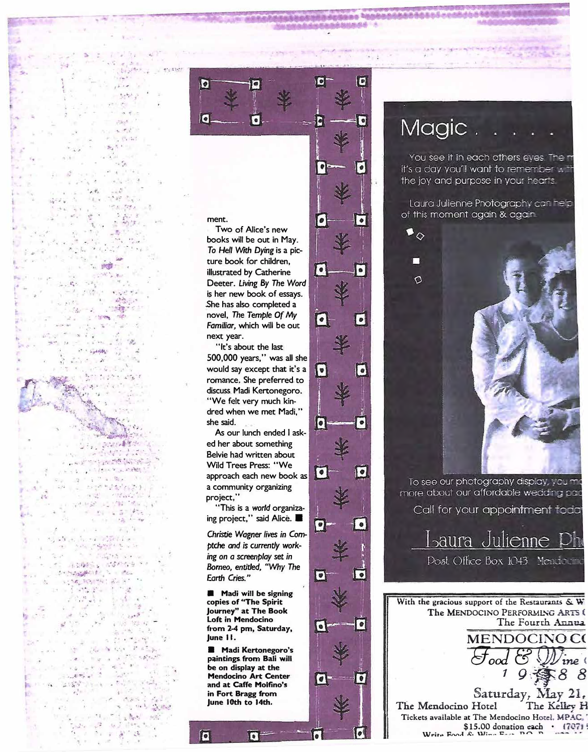ment.

Two of Alice's new books will be out in May. *To Hell With Dying* is a picture book for children, illustrated by Catherine Deeter. *Living By The Word* is her new book of essays. She has also completed a novel, *The Temple Of My Familiar,* which will be out next year.

"It's about the last 500,000 years," was all she would say except that it's a romance. She preferred to discuss Madi Kertonegoro. "We felt very much kindred when we met Madi," she said.

As our lunch ended I asked her about something Belvie had written about Wild Trees Press: "We approach each new book as a community organizing project,"

"This is a *world* organizing project," said Alice. ■

*Christie Wagner lives in Comptche and is currently working on a screenplay set in Borneo, entitled, "Why The Earth Cries."*

■ **Madi will be signing copies of "The Spirit Journey" at The Book Loft in Mendocino from 2-4 pm, Saturday, June 11.**

■ **Madi Kertonegoro's paintings from Bali will be on display at the Mendocino Art Center and at Caffe Molfino's in Fort Bragg from June 10th to 14th.**

## Magic . . . . .

You see it in each others eyes. The m it's a day you'll want to remember wit the joy and purpose in your hearts.

Laura Julienne Photography can help of this moment again & again.

To see our photography display, you m more about our affordable wedding pac

Call for your appointment toda

Laura Julienne Ph

Post Office Box 1043 Mendocino

With the gracious support of the Restaurants & W

The MENDOCINO PERFORMING ARTS (

The Fourth Annua

MENDOCINO C(

Food & Wine

1 9 8 8

Saturday, May 21,

The Mendocino Hotel The Kelley H

Tickets available at The Mendocino Hotel, MPAC,

$15.00 donation each · (707)

Write Food & Wine Fest, P.O. B